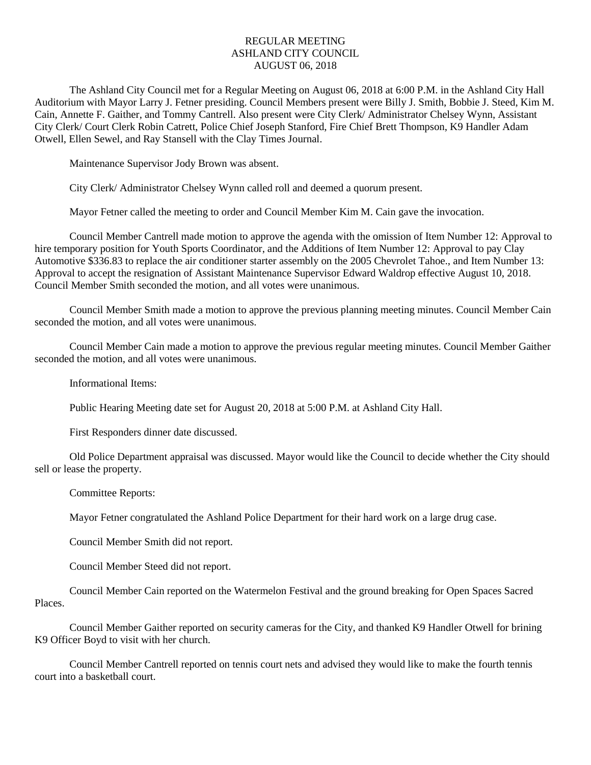# REGULAR MEETING
# ASHLAND CITY COUNCIL
# AUGUST 06, 2018

The Ashland City Council met for a Regular Meeting on August 06, 2018 at 6:00 P.M. in the Ashland City Hall Auditorium with Mayor Larry J. Fetner presiding. Council Members present were Billy J. Smith, Bobbie J. Steed, Kim M. Cain, Annette F. Gaither, and Tommy Cantrell. Also present were City Clerk/ Administrator Chelsey Wynn, Assistant City Clerk/ Court Clerk Robin Catrett, Police Chief Joseph Stanford, Fire Chief Brett Thompson, K9 Handler Adam Otwell, Ellen Sewel, and Ray Stansell with the Clay Times Journal.

Maintenance Supervisor Jody Brown was absent.

City Clerk/ Administrator Chelsey Wynn called roll and deemed a quorum present.

Mayor Fetner called the meeting to order and Council Member Kim M. Cain gave the invocation.

Council Member Cantrell made motion to approve the agenda with the omission of Item Number 12: Approval to hire temporary position for Youth Sports Coordinator, and the Additions of Item Number 12: Approval to pay Clay Automotive $336.83 to replace the air conditioner starter assembly on the 2005 Chevrolet Tahoe., and Item Number 13: Approval to accept the resignation of Assistant Maintenance Supervisor Edward Waldrop effective August 10, 2018. Council Member Smith seconded the motion, and all votes were unanimous.

Council Member Smith made a motion to approve the previous planning meeting minutes. Council Member Cain seconded the motion, and all votes were unanimous.

Council Member Cain made a motion to approve the previous regular meeting minutes. Council Member Gaither seconded the motion, and all votes were unanimous.

Informational Items:

Public Hearing Meeting date set for August 20, 2018 at 5:00 P.M. at Ashland City Hall.

First Responders dinner date discussed.

Old Police Department appraisal was discussed. Mayor would like the Council to decide whether the City should sell or lease the property.

Committee Reports:

Mayor Fetner congratulated the Ashland Police Department for their hard work on a large drug case.

Council Member Smith did not report.

Council Member Steed did not report.

Council Member Cain reported on the Watermelon Festival and the ground breaking for Open Spaces Sacred Places.

Council Member Gaither reported on security cameras for the City, and thanked K9 Handler Otwell for brining K9 Officer Boyd to visit with her church.

Council Member Cantrell reported on tennis court nets and advised they would like to make the fourth tennis court into a basketball court.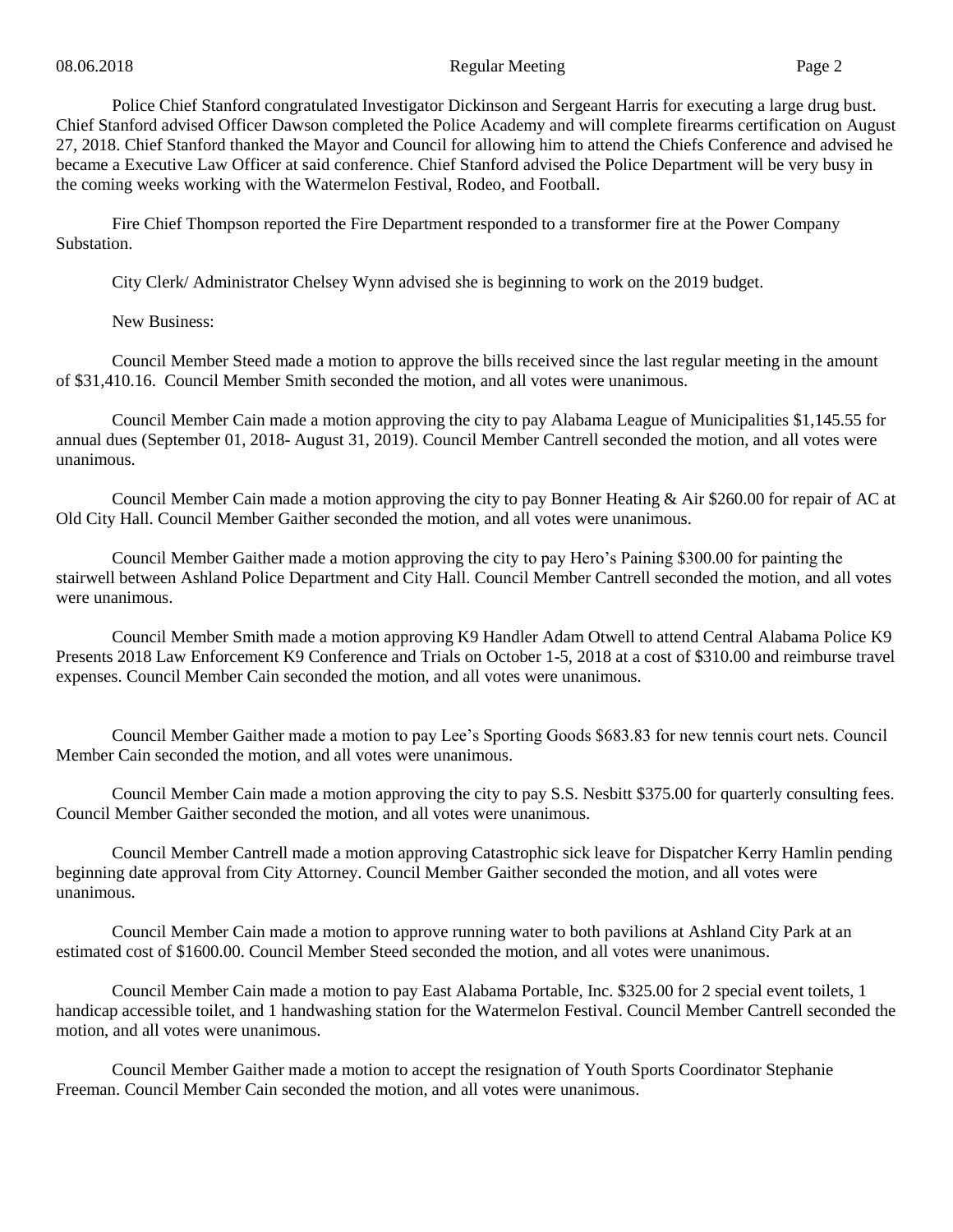Police Chief Stanford congratulated Investigator Dickinson and Sergeant Harris for executing a large drug bust. Chief Stanford advised Officer Dawson completed the Police Academy and will complete firearms certification on August 27, 2018. Chief Stanford thanked the Mayor and Council for allowing him to attend the Chiefs Conference and advised he became a Executive Law Officer at said conference. Chief Stanford advised the Police Department will be very busy in the coming weeks working with the Watermelon Festival, Rodeo, and Football.

Fire Chief Thompson reported the Fire Department responded to a transformer fire at the Power Company Substation.

City Clerk/ Administrator Chelsey Wynn advised she is beginning to work on the 2019 budget.

New Business:

Council Member Steed made a motion to approve the bills received since the last regular meeting in the amount of $31,410.16. Council Member Smith seconded the motion, and all votes were unanimous.

Council Member Cain made a motion approving the city to pay Alabama League of Municipalities $1,145.55 for annual dues (September 01, 2018- August 31, 2019). Council Member Cantrell seconded the motion, and all votes were unanimous.

Council Member Cain made a motion approving the city to pay Bonner Heating & Air $260.00 for repair of AC at Old City Hall. Council Member Gaither seconded the motion, and all votes were unanimous.

Council Member Gaither made a motion approving the city to pay Hero's Paining $300.00 for painting the stairwell between Ashland Police Department and City Hall. Council Member Cantrell seconded the motion, and all votes were unanimous.

Council Member Smith made a motion approving K9 Handler Adam Otwell to attend Central Alabama Police K9 Presents 2018 Law Enforcement K9 Conference and Trials on October 1-5, 2018 at a cost of $310.00 and reimburse travel expenses. Council Member Cain seconded the motion, and all votes were unanimous.

Council Member Gaither made a motion to pay Lee's Sporting Goods $683.83 for new tennis court nets. Council Member Cain seconded the motion, and all votes were unanimous.

Council Member Cain made a motion approving the city to pay S.S. Nesbitt $375.00 for quarterly consulting fees. Council Member Gaither seconded the motion, and all votes were unanimous.

Council Member Cantrell made a motion approving Catastrophic sick leave for Dispatcher Kerry Hamlin pending beginning date approval from City Attorney. Council Member Gaither seconded the motion, and all votes were unanimous.

Council Member Cain made a motion to approve running water to both pavilions at Ashland City Park at an estimated cost of $1600.00. Council Member Steed seconded the motion, and all votes were unanimous.

Council Member Cain made a motion to pay East Alabama Portable, Inc. $325.00 for 2 special event toilets, 1 handicap accessible toilet, and 1 handwashing station for the Watermelon Festival. Council Member Cantrell seconded the motion, and all votes were unanimous.

Council Member Gaither made a motion to accept the resignation of Youth Sports Coordinator Stephanie Freeman. Council Member Cain seconded the motion, and all votes were unanimous.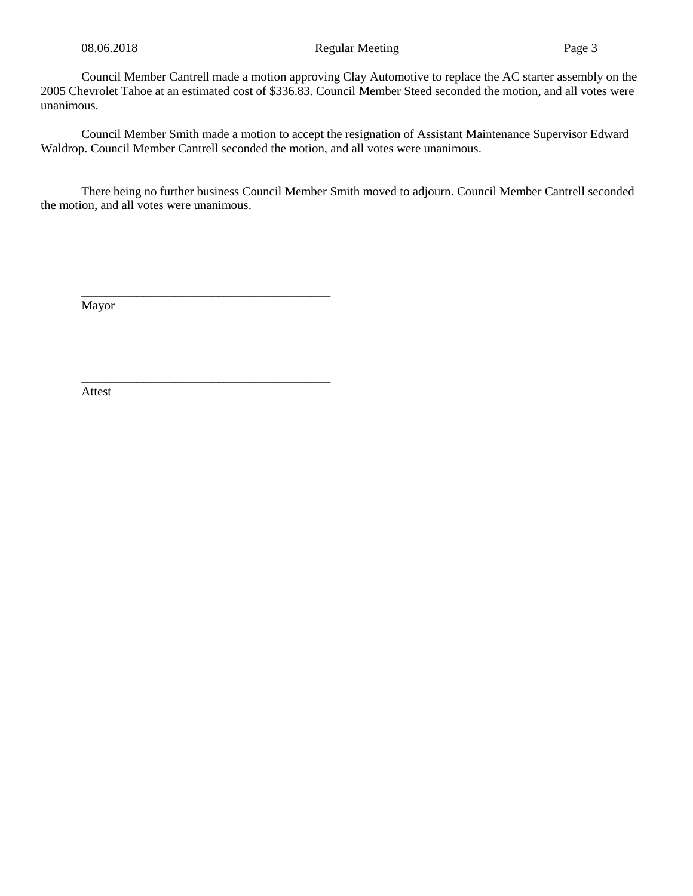Council Member Cantrell made a motion approving Clay Automotive to replace the AC starter assembly on the 2005 Chevrolet Tahoe at an estimated cost of $336.83. Council Member Steed seconded the motion, and all votes were unanimous.

Council Member Smith made a motion to accept the resignation of Assistant Maintenance Supervisor Edward Waldrop. Council Member Cantrell seconded the motion, and all votes were unanimous.

There being no further business Council Member Smith moved to adjourn. Council Member Cantrell seconded the motion, and all votes were unanimous.

_________________________________________
Mayor

_________________________________________
Attest